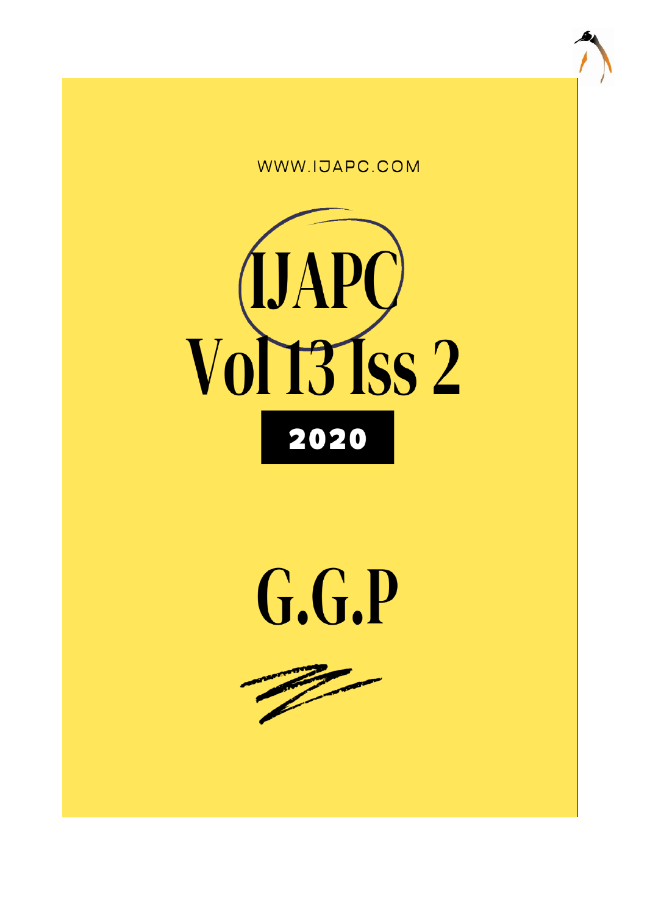WWW.IJAPC.COM

# IJAPC

# Vol 13 Iss 2

**2020**

# G.G.P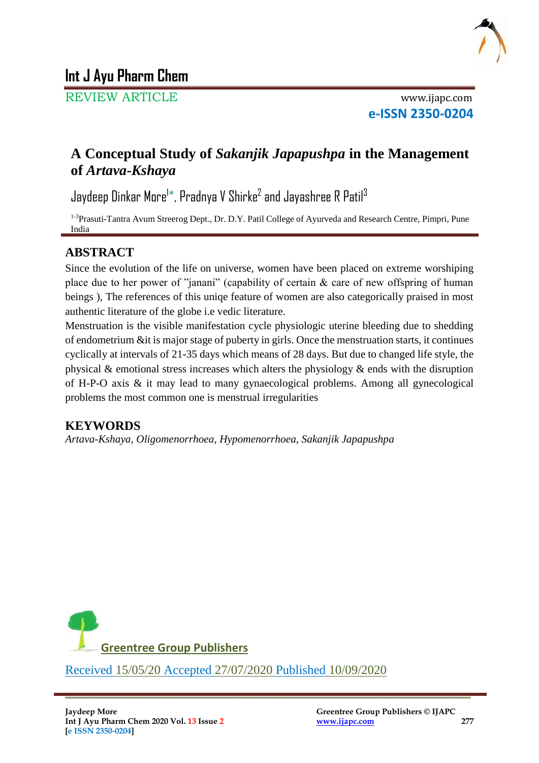# Int J Ayu Pharm Chem

REVIEW ARTICLE

www.ijapc.com

**e-ISSN 2350-0204**

## A Conceptual Study of *Sakanjik Japapushpa* in the Management of *Artava-Kshaya*

Jaydeep Dinkar More[1*], Pradnya V Shirke[2] and Jayashree R Patil[3]

[1-3]Prasuti-Tantra Avum Streerog Dept., Dr. D.Y. Patil College of Ayurveda and Research Centre, Pimpri, Pune India

## ABSTRACT

Since the evolution of the life on universe, women have been placed on extreme worshiping place due to her power of "janani" (capability of certain & care of new offspring of human beings ), The references of this uniqe feature of women are also categorically praised in most authentic literature of the globe i.e vedic literature.

Menstruation is the visible manifestation cycle physiologic uterine bleeding due to shedding of endometrium &it is major stage of puberty in girls. Once the menstruation starts, it continues cyclically at intervals of 21-35 days which means of 28 days. But due to changed life style, the physical & emotional stress increases which alters the physiology & ends with the disruption of H-P-O axis & it may lead to many gynaecological problems. Among all gynecological problems the most common one is menstrual irregularities

## KEYWORDS

*Artava-Kshaya, Oligomenorrhoea, Hypomenorrhoea, Sakanjik Japapushpa*

Greentree Group Publishers

Received 15/05/20 Accepted 27/07/2020 Published 10/09/2020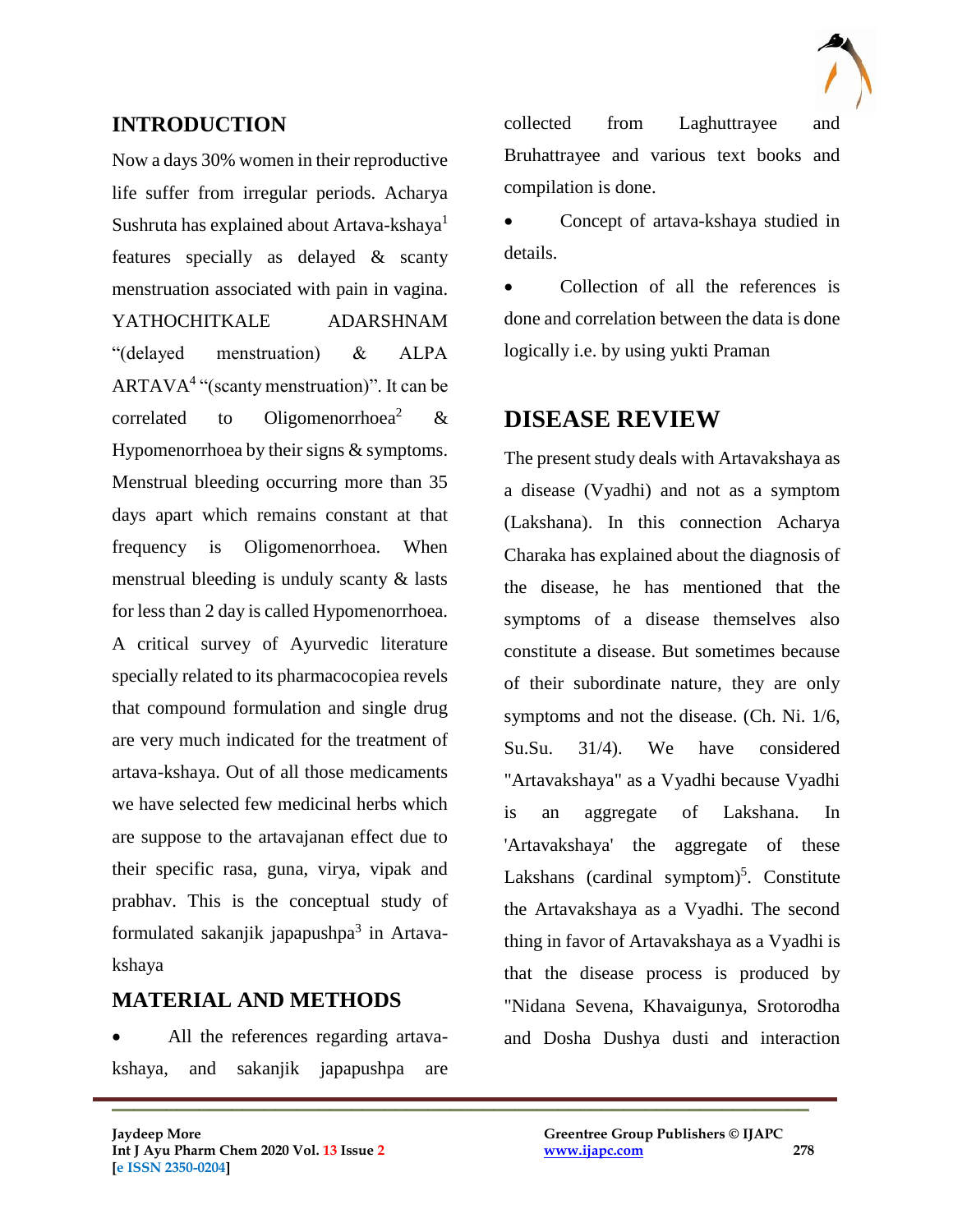## INTRODUCTION

Now a days 30% women in their reproductive life suffer from irregular periods. Acharya Sushruta has explained about Artava-kshaya[1] features specially as delayed & scanty menstruation associated with pain in vagina. YATHOCHITKALE ADARSHNAM "(delayed menstruation) & ALPA ARTAVA[4] "(scanty menstruation)". It can be correlated to Oligomenorrhoea[2] & Hypomenorrhoea by their signs & symptoms. Menstrual bleeding occurring more than 35 days apart which remains constant at that frequency is Oligomenorrhoea. When menstrual bleeding is unduly scanty & lasts for less than 2 day is called Hypomenorrhoea. A critical survey of Ayurvedic literature specially related to its pharmacocopiea revels that compound formulation and single drug are very much indicated for the treatment of artava-kshaya. Out of all those medicaments we have selected few medicinal herbs which are suppose to the artavajanan effect due to their specific rasa, guna, virya, vipak and prabhav. This is the conceptual study of formulated sakanjik japapushpa[3] in Artava-kshaya

## MATERIAL AND METHODS

- All the references regarding artava-kshaya, and sakanjik japapushpa are collected from Laghuttrayee and Bruhattrayee and various text books and compilation is done.
- Concept of artava-kshaya studied in details.
- Collection of all the references is done and correlation between the data is done logically i.e. by using yukti Praman

## DISEASE REVIEW

The present study deals with Artavakshaya as a disease (Vyadhi) and not as a symptom (Lakshana). In this connection Acharya Charaka has explained about the diagnosis of the disease, he has mentioned that the symptoms of a disease themselves also constitute a disease. But sometimes because of their subordinate nature, they are only symptoms and not the disease. (Ch. Ni. 1/6, Su.Su. 31/4). We have considered "Artavakshaya" as a Vyadhi because Vyadhi is an aggregate of Lakshana. In 'Artavakshaya' the aggregate of these Lakshans (cardinal symptom)[5]. Constitute the Artavakshaya as a Vyadhi. The second thing in favor of Artavakshaya as a Vyadhi is that the disease process is produced by "Nidana Sevena, Khavaigunya, Srotorodha and Dosha Dushya dusti and interaction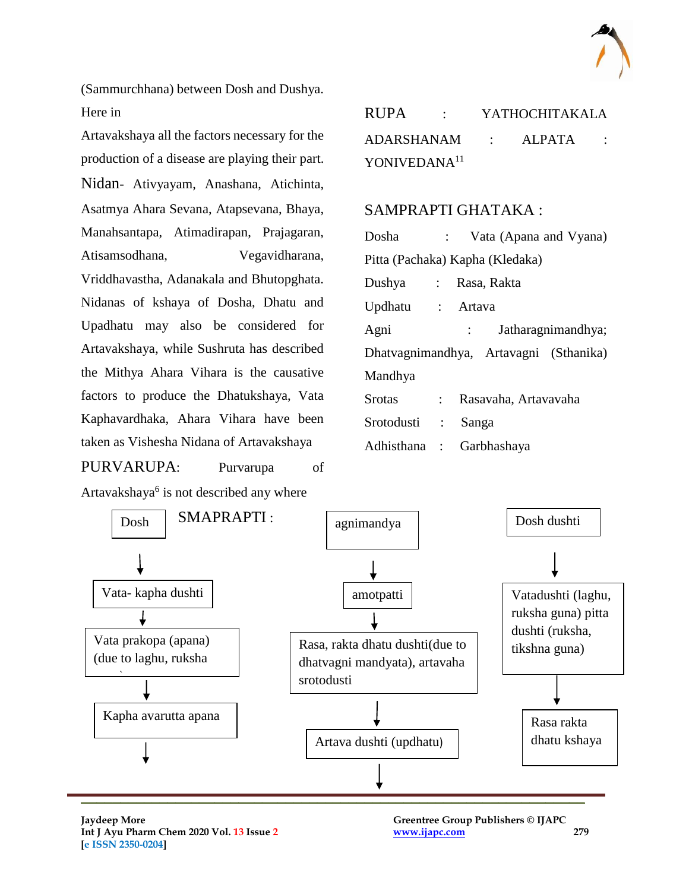(Sammurchhana) between Dosh and Dushya. Here in

Artavakshaya all the factors necessary for the production of a disease are playing their part.

Nidan- Ativyayam, Anashana, Atichinta, Asatmya Ahara Sevana, Atapsevana, Bhaya, Manahsantapa, Atimadirapan, Prajagaran, Atisamsodhana, Vegavidharana, Vriddhavastha, Adanakala and Bhutopghata. Nidanas of kshaya of Dosha, Dhatu and Upadhatu may also be considered for Artavakshaya, while Sushruta has described the Mithya Ahara Vihara is the causative factors to produce the Dhatukshaya, Vata Kaphavardhaka, Ahara Vihara have been taken as Vishesha Nidana of Artavakshaya

PURVARUPA: Purvarupa of Artavakshaya[6] is not described any where

RUPA : YATHOCHITAKALA ADARSHANAM : ALPATA : YONIVEDANA[11]

SAMPRAPTI GHATAKA :

Dosha : Vata (Apana and Vyana) Pitta (Pachaka) Kapha (Kledaka)

Dushya : Rasa, Rakta

Updhatu : Artava

Agni : Jatharagnimandhya; Dhatvagnimandhya, Artavagni (Sthanika) Mandhya

Srotas : Rasavaha, Artavavaha

Srotodusti : Sanga

Adhisthana : Garbhashaya

SMAPRAPTI :

Dosh
↓
Vata- kapha dushti
↓
Vata prakopa (apana) (due to laghu, ruksha
↓
Kapha avarutta apana
↓

agnimandya
↓
amotpatti
↓
Rasa, rakta dhatu dushti(due to dhatvagni mandyata), artavaha srotodusti
↓
Artava dushti (updhatu)
↓

Dosh dushti
↓
Vatadushti (laghu, ruksha guna) pitta dushti (ruksha, tikshna guna)
↓
Rasa rakta dhatu kshaya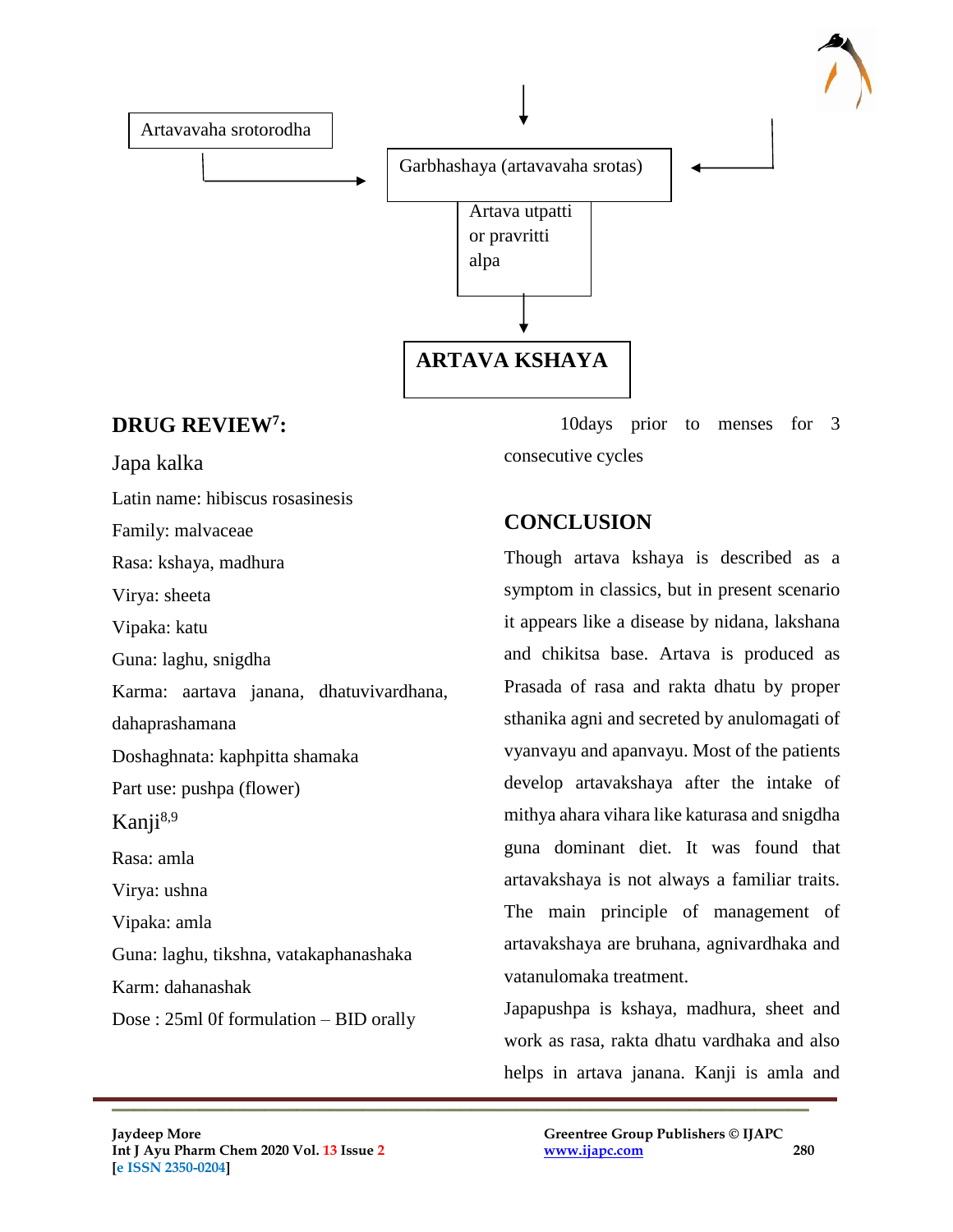Artavavaha srotorodha → Garbhashaya (artavavaha srotas) → Artava utpatti or pravritti alpa → **ARTAVA KSHAYA**

## DRUG REVIEW[7]:

Japa kalka

Latin name: hibiscus rosasinesis

Family: malvaceae

Rasa: kshaya, madhura

Virya: sheeta

Vipaka: katu

Guna: laghu, snigdha

Karma: aartava janana, dhatuvivardhana, dahaprashamana

Doshaghnata: kaphpitta shamaka

Part use: pushpa (flower)

Kanji[8,9]

Rasa: amla

Virya: ushna

Vipaka: amla

Guna: laghu, tikshna, vatakaphanashaka

Karm: dahanashak

Dose : 25ml 0f formulation – BID orally 10days prior to menses for 3 consecutive cycles

## CONCLUSION

Though artava kshaya is described as a symptom in classics, but in present scenario it appears like a disease by nidana, lakshana and chikitsa base. Artava is produced as Prasada of rasa and rakta dhatu by proper sthanika agni and secreted by anulomagati of vyanvayu and apanvayu. Most of the patients develop artavakshaya after the intake of mithya ahara vihara like katurasa and snigdha guna dominant diet. It was found that artavakshaya is not always a familiar traits. The main principle of management of artavakshaya are bruhana, agnivardhaka and vatanulomaka treatment.

Japapushpa is kshaya, madhura, sheet and work as rasa, rakta dhatu vardhaka and also helps in artava janana. Kanji is amla and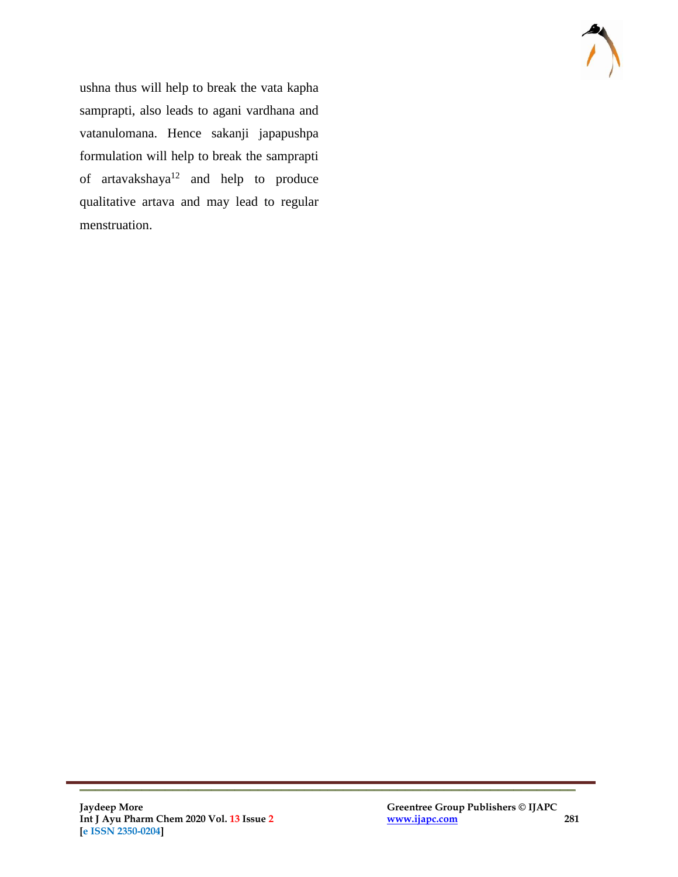ushna thus will help to break the vata kapha samprapti, also leads to agani vardhana and vatanulomana. Hence sakanji japapushpa formulation will help to break the samprapti of artavakshaya[12] and help to produce qualitative artava and may lead to regular menstruation.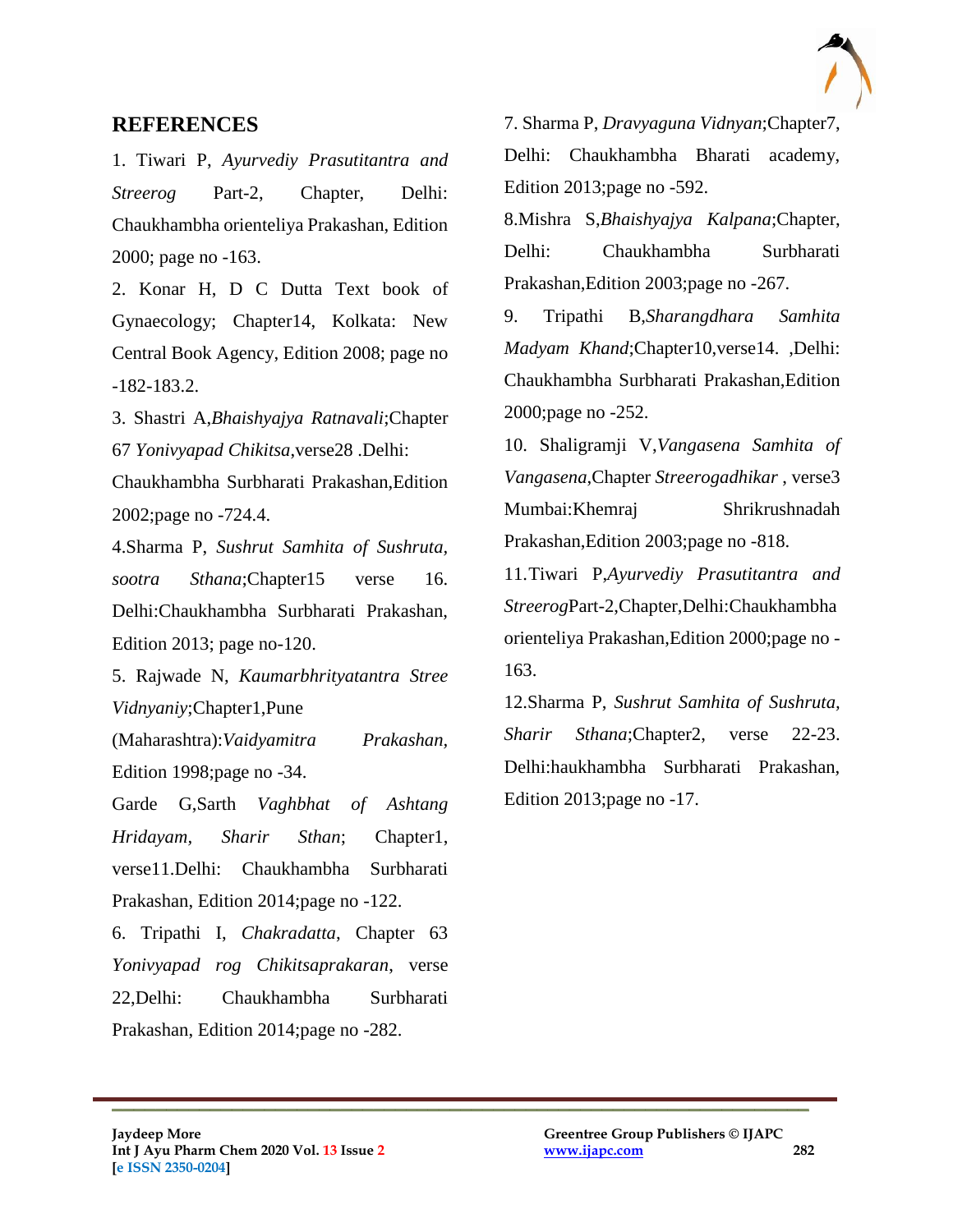## REFERENCES

1. Tiwari P, *Ayurvediy Prasutitantra and Streerog* Part-2, Chapter, Delhi: Chaukhambha orienteliya Prakashan, Edition 2000; page no -163.

2. Konar H, D C Dutta Text book of Gynaecology; Chapter14, Kolkata: New Central Book Agency, Edition 2008; page no -182-183.2.

3. Shastri A,*Bhaishyajya Ratnavali*;Chapter 67 *Yonivyapad Chikitsa*,verse28 .Delhi: Chaukhambha Surbharati Prakashan,Edition 2002;page no -724.4.

4.Sharma P, *Sushrut Samhita of Sushruta, sootra Sthana*;Chapter15 verse 16. Delhi:Chaukhambha Surbharati Prakashan, Edition 2013; page no-120.

5. Rajwade N, *Kaumarbhrityatantra Stree Vidnyaniy*;Chapter1,Pune (Maharashtra):*Vaidyamitra Prakashan*, Edition 1998;page no -34.

Garde G,Sarth *Vaghbhat of Ashtang Hridayam, Sharir Sthan*; Chapter1, verse11.Delhi: Chaukhambha Surbharati Prakashan, Edition 2014;page no -122.

6. Tripathi I, *Chakradatta*, Chapter 63 *Yonivyapad rog Chikitsaprakaran*, verse 22,Delhi: Chaukhambha Surbharati Prakashan, Edition 2014;page no -282.

7. Sharma P, *Dravyaguna Vidnyan*;Chapter7, Delhi: Chaukhambha Bharati academy, Edition 2013;page no -592.

8.Mishra S,*Bhaishyajya Kalpana*;Chapter, Delhi: Chaukhambha Surbharati Prakashan,Edition 2003;page no -267.

9. Tripathi B,*Sharangdhara Samhita Madyam Khand*;Chapter10,verse14. ,Delhi: Chaukhambha Surbharati Prakashan,Edition 2000;page no -252.

10. Shaligramji V,*Vangasena Samhita of Vangasena*,Chapter *Streerogadhikar* , verse3 Mumbai:Khemraj Shrikrushnadah Prakashan,Edition 2003;page no -818.

11.Tiwari P,*Ayurvediy Prasutitantra and Streerog*Part-2,Chapter,Delhi:Chaukhambha orienteliya Prakashan,Edition 2000;page no -163.

12.Sharma P, *Sushrut Samhita of Sushruta, Sharir Sthana*;Chapter2, verse 22-23. Delhi:haukhambha Surbharati Prakashan, Edition 2013;page no -17.